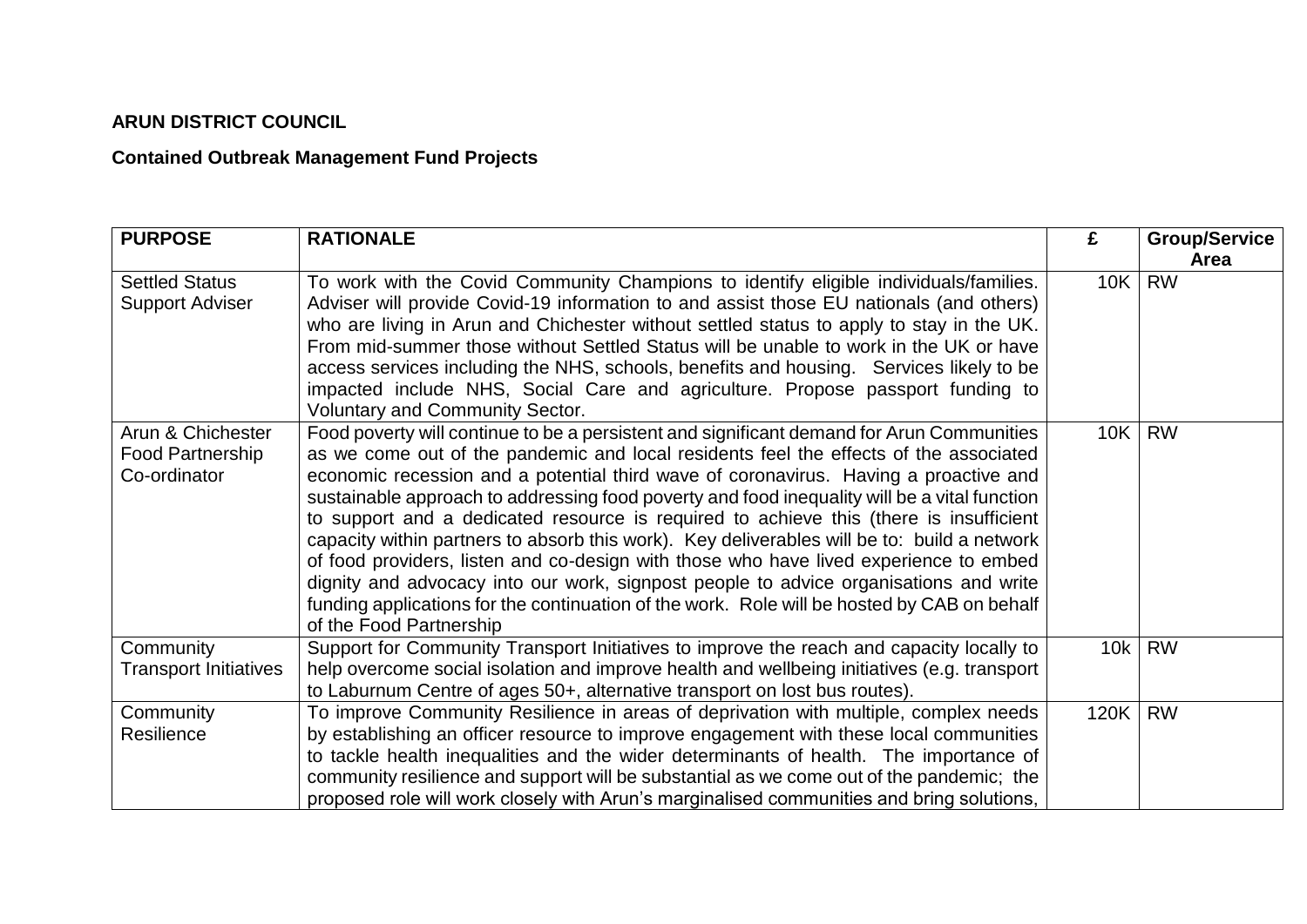**ARUN DISTRICT COUNCIL**

**Contained Outbreak Management Fund Projects**

| PURPOSE | RATIONALE | £ | Group/Service Area |
|---|---|---|---|
| Settled Status Support Adviser | To work with the Covid Community Champions to identify eligible individuals/families. Adviser will provide Covid-19 information to and assist those EU nationals (and others) who are living in Arun and Chichester without settled status to apply to stay in the UK. From mid-summer those without Settled Status will be unable to work in the UK or have access services including the NHS, schools, benefits and housing. Services likely to be impacted include NHS, Social Care and agriculture. Propose passport funding to Voluntary and Community Sector. | 10K | RW |
| Arun & Chichester Food Partnership Co-ordinator | Food poverty will continue to be a persistent and significant demand for Arun Communities as we come out of the pandemic and local residents feel the effects of the associated economic recession and a potential third wave of coronavirus. Having a proactive and sustainable approach to addressing food poverty and food inequality will be a vital function to support and a dedicated resource is required to achieve this (there is insufficient capacity within partners to absorb this work). Key deliverables will be to: build a network of food providers, listen and co-design with those who have lived experience to embed dignity and advocacy into our work, signpost people to advice organisations and write funding applications for the continuation of the work. Role will be hosted by CAB on behalf of the Food Partnership | 10K | RW |
| Community Transport Initiatives | Support for Community Transport Initiatives to improve the reach and capacity locally to help overcome social isolation and improve health and wellbeing initiatives (e.g. transport to Laburnum Centre of ages 50+, alternative transport on lost bus routes). | 10k | RW |
| Community Resilience | To improve Community Resilience in areas of deprivation with multiple, complex needs by establishing an officer resource to improve engagement with these local communities to tackle health inequalities and the wider determinants of health. The importance of community resilience and support will be substantial as we come out of the pandemic; the proposed role will work closely with Arun's marginalised communities and bring solutions, | 120K | RW |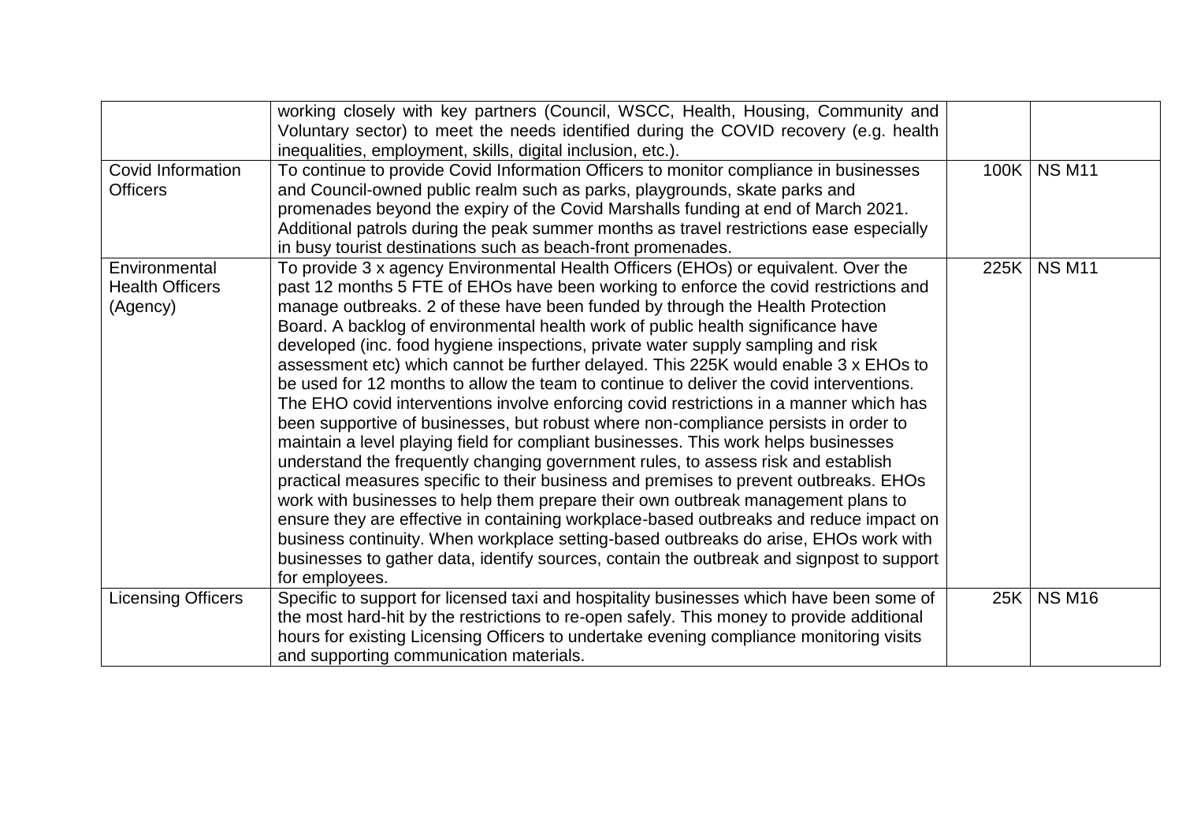| | | | |
|---|---|---|---|
| | working closely with key partners (Council, WSCC, Health, Housing, Community and Voluntary sector) to meet the needs identified during the COVID recovery (e.g. health inequalities, employment, skills, digital inclusion, etc.). | | |
| Covid Information Officers | To continue to provide Covid Information Officers to monitor compliance in businesses and Council-owned public realm such as parks, playgrounds, skate parks and promenades beyond the expiry of the Covid Marshalls funding at end of March 2021. Additional patrols during the peak summer months as travel restrictions ease especially in busy tourist destinations such as beach-front promenades. | 100K | NS M11 |
| Environmental Health Officers (Agency) | To provide 3 x agency Environmental Health Officers (EHOs) or equivalent. Over the past 12 months 5 FTE of EHOs have been working to enforce the covid restrictions and manage outbreaks. 2 of these have been funded by through the Health Protection Board. A backlog of environmental health work of public health significance have developed (inc. food hygiene inspections, private water supply sampling and risk assessment etc) which cannot be further delayed. This 225K would enable 3 x EHOs to be used for 12 months to allow the team to continue to deliver the covid interventions. The EHO covid interventions involve enforcing covid restrictions in a manner which has been supportive of businesses, but robust where non-compliance persists in order to maintain a level playing field for compliant businesses. This work helps businesses understand the frequently changing government rules, to assess risk and establish practical measures specific to their business and premises to prevent outbreaks. EHOs work with businesses to help them prepare their own outbreak management plans to ensure they are effective in containing workplace-based outbreaks and reduce impact on business continuity. When workplace setting-based outbreaks do arise, EHOs work with businesses to gather data, identify sources, contain the outbreak and signpost to support for employees. | 225K | NS M11 |
| Licensing Officers | Specific to support for licensed taxi and hospitality businesses which have been some of the most hard-hit by the restrictions to re-open safely. This money to provide additional hours for existing Licensing Officers to undertake evening compliance monitoring visits and supporting communication materials. | 25K | NS M16 |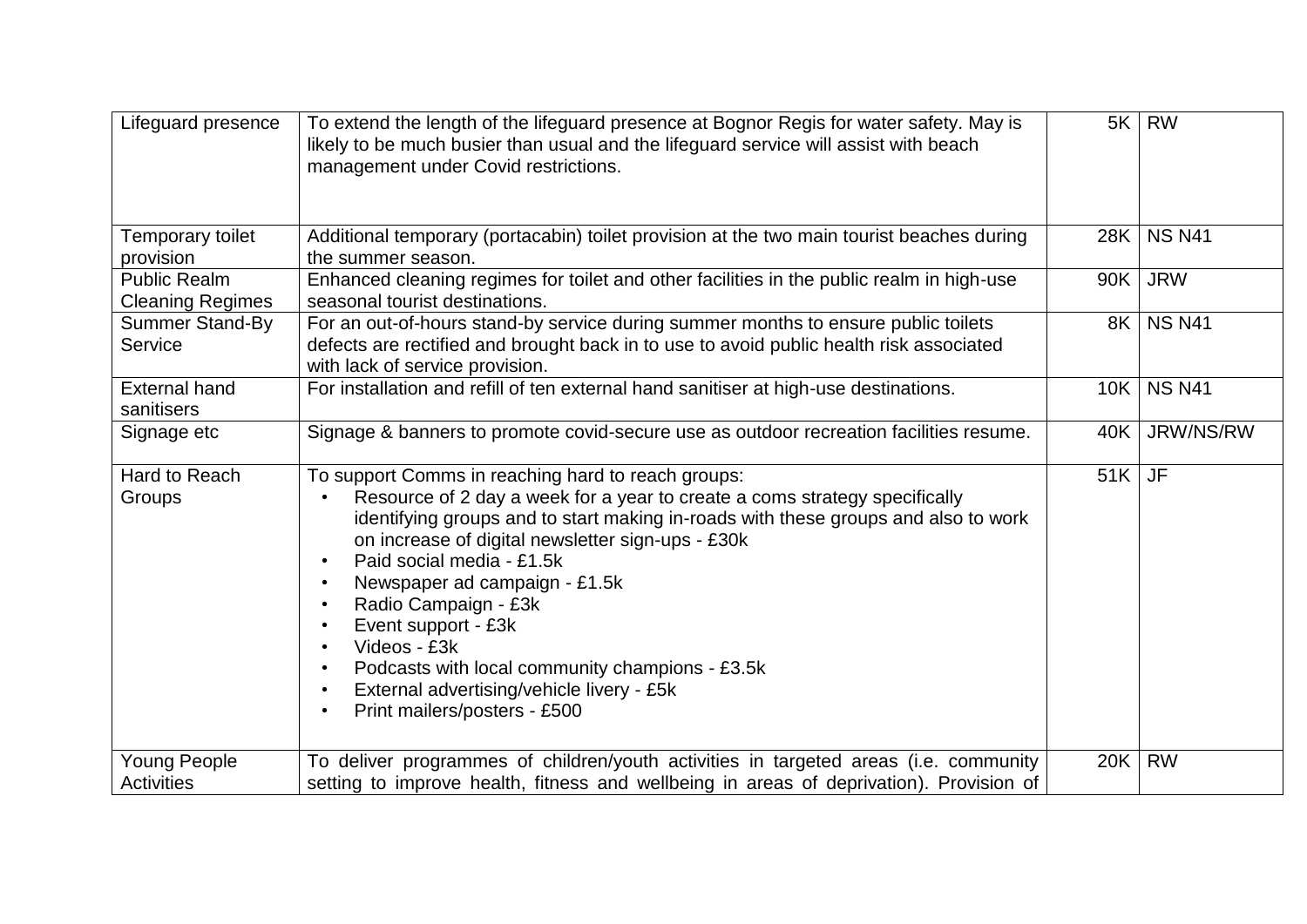| | | | |
|---|---|---|---|
| Lifeguard presence | To extend the length of the lifeguard presence at Bognor Regis for water safety. May is likely to be much busier than usual and the lifeguard service will assist with beach management under Covid restrictions. | 5K | RW |
| Temporary toilet provision | Additional temporary (portacabin) toilet provision at the two main tourist beaches during the summer season. | 28K | NS N41 |
| Public Realm Cleaning Regimes | Enhanced cleaning regimes for toilet and other facilities in the public realm in high-use seasonal tourist destinations. | 90K | JRW |
| Summer Stand-By Service | For an out-of-hours stand-by service during summer months to ensure public toilets defects are rectified and brought back in to use to avoid public health risk associated with lack of service provision. | 8K | NS N41 |
| External hand sanitisers | For installation and refill of ten external hand sanitiser at high-use destinations. | 10K | NS N41 |
| Signage etc | Signage & banners to promote covid-secure use as outdoor recreation facilities resume. | 40K | JRW/NS/RW |
| Hard to Reach Groups | To support Comms in reaching hard to reach groups:<br>• Resource of 2 day a week for a year to create a coms strategy specifically identifying groups and to start making in-roads with these groups and also to work on increase of digital newsletter sign-ups - £30k<br>• Paid social media - £1.5k<br>• Newspaper ad campaign - £1.5k<br>• Radio Campaign - £3k<br>• Event support - £3k<br>• Videos - £3k<br>• Podcasts with local community champions - £3.5k<br>• External advertising/vehicle livery - £5k<br>• Print mailers/posters - £500 | 51K | JF |
| Young People Activities | To deliver programmes of children/youth activities in targeted areas (i.e. community setting to improve health, fitness and wellbeing in areas of deprivation). Provision of | 20K | RW |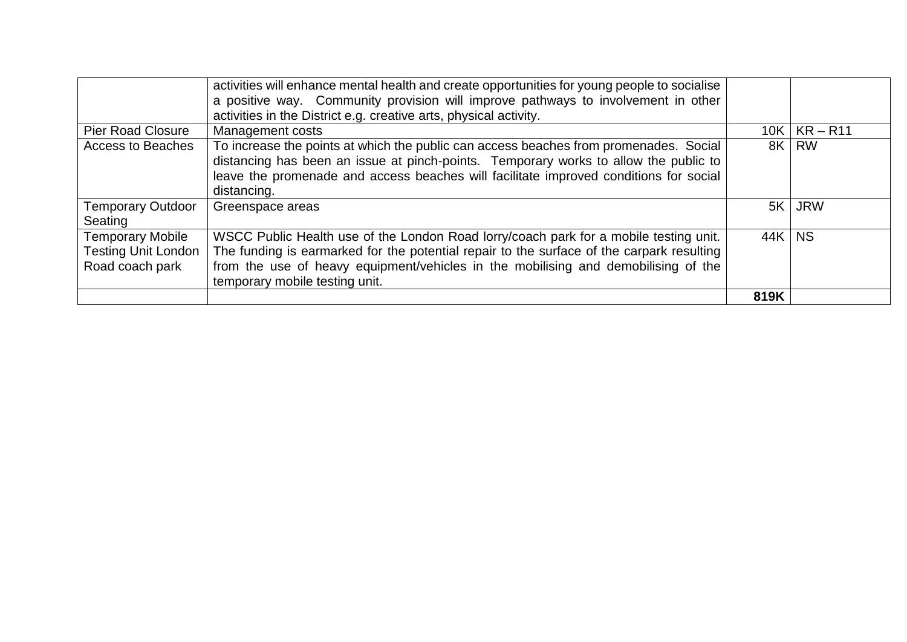| | | | |
|---|---|---|---|
| | activities will enhance mental health and create opportunities for young people to socialise a positive way. Community provision will improve pathways to involvement in other activities in the District e.g. creative arts, physical activity. | | |
| Pier Road Closure | Management costs | 10K | KR – R11 |
| Access to Beaches | To increase the points at which the public can access beaches from promenades. Social distancing has been an issue at pinch-points. Temporary works to allow the public to leave the promenade and access beaches will facilitate improved conditions for social distancing. | 8K | RW |
| Temporary Outdoor Seating | Greenspace areas | 5K | JRW |
| Temporary Mobile Testing Unit London Road coach park | WSCC Public Health use of the London Road lorry/coach park for a mobile testing unit. The funding is earmarked for the potential repair to the surface of the carpark resulting from the use of heavy equipment/vehicles in the mobilising and demobilising of the temporary mobile testing unit. | 44K | NS |
| | | **819K** | |